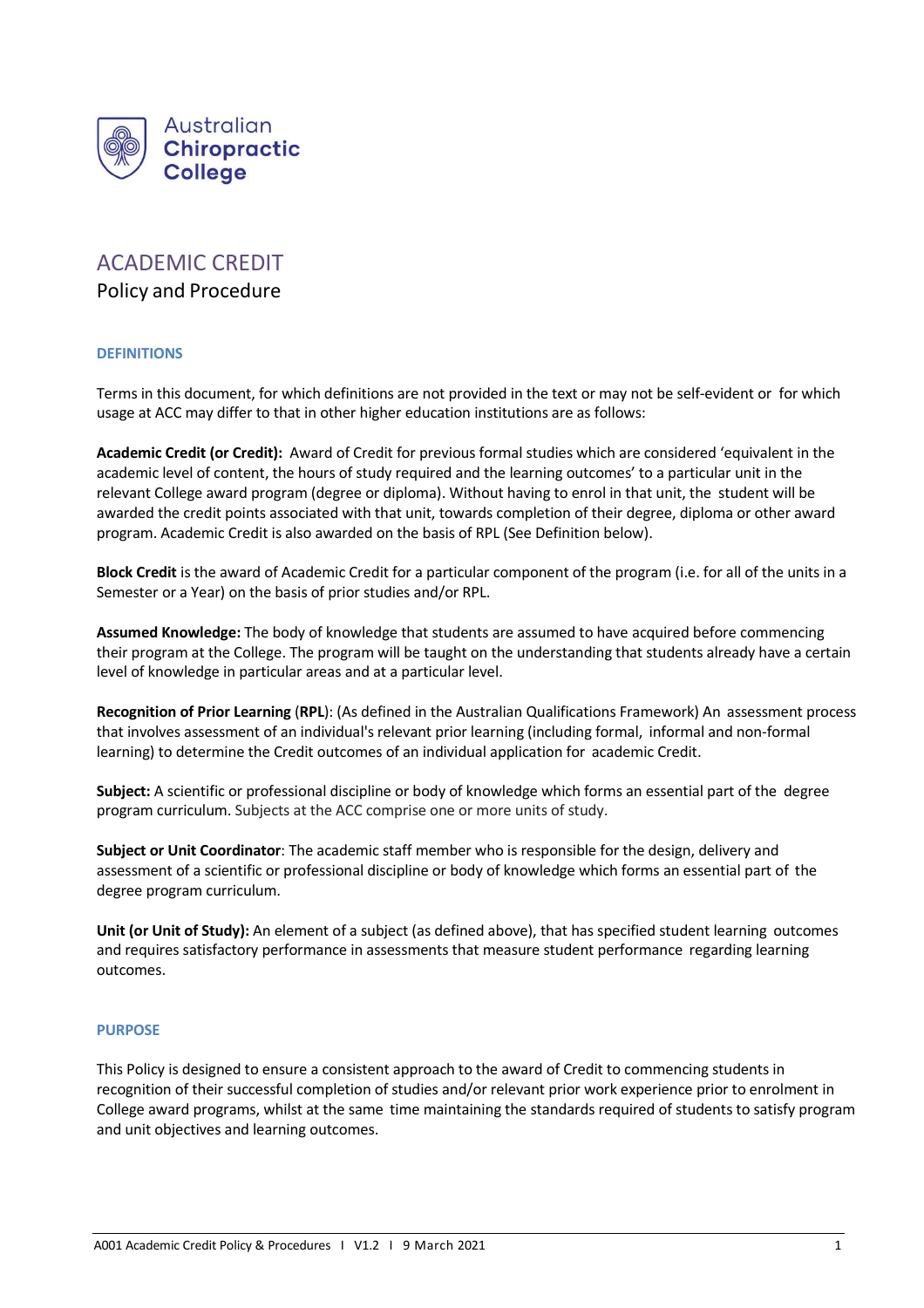Australian Chiropractic College

# ACADEMIC CREDIT

Policy and Procedure

## DEFINITIONS

Terms in this document, for which definitions are not provided in the text or may not be self-evident or for which usage at ACC may differ to that in other higher education institutions are as follows:

**Academic Credit (or Credit):** Award of Credit for previous formal studies which are considered 'equivalent in the academic level of content, the hours of study required and the learning outcomes' to a particular unit in the relevant College award program (degree or diploma). Without having to enrol in that unit, the student will be awarded the credit points associated with that unit, towards completion of their degree, diploma or other award program. Academic Credit is also awarded on the basis of RPL (See Definition below).

**Block Credit** is the award of Academic Credit for a particular component of the program (i.e. for all of the units in a Semester or a Year) on the basis of prior studies and/or RPL.

**Assumed Knowledge:** The body of knowledge that students are assumed to have acquired before commencing their program at the College. The program will be taught on the understanding that students already have a certain level of knowledge in particular areas and at a particular level.

**Recognition of Prior Learning** (**RPL**): (As defined in the Australian Qualifications Framework) An assessment process that involves assessment of an individual's relevant prior learning (including formal, informal and non-formal learning) to determine the Credit outcomes of an individual application for academic Credit.

**Subject:** A scientific or professional discipline or body of knowledge which forms an essential part of the degree program curriculum. Subjects at the ACC comprise one or more units of study.

**Subject or Unit Coordinator**: The academic staff member who is responsible for the design, delivery and assessment of a scientific or professional discipline or body of knowledge which forms an essential part of the degree program curriculum.

**Unit (or Unit of Study):** An element of a subject (as defined above), that has specified student learning outcomes and requires satisfactory performance in assessments that measure student performance regarding learning outcomes.

## PURPOSE

This Policy is designed to ensure a consistent approach to the award of Credit to commencing students in recognition of their successful completion of studies and/or relevant prior work experience prior to enrolment in College award programs, whilst at the same time maintaining the standards required of students to satisfy program and unit objectives and learning outcomes.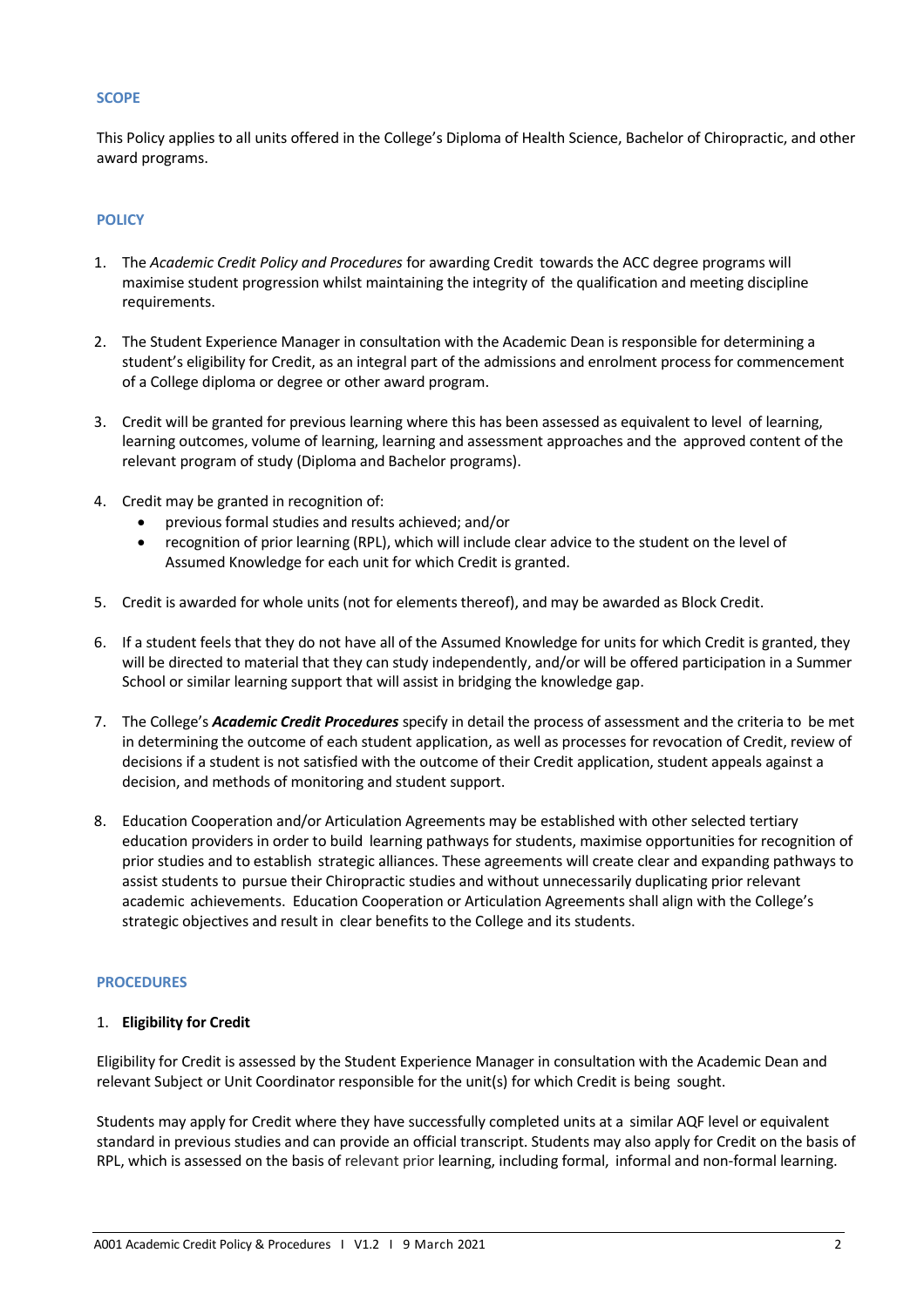## SCOPE

This Policy applies to all units offered in the College's Diploma of Health Science, Bachelor of Chiropractic, and other award programs.

## POLICY

1. The *Academic Credit Policy and Procedures* for awarding Credit towards the ACC degree programs will maximise student progression whilst maintaining the integrity of the qualification and meeting discipline requirements.

2. The Student Experience Manager in consultation with the Academic Dean is responsible for determining a student's eligibility for Credit, as an integral part of the admissions and enrolment process for commencement of a College diploma or degree or other award program.

3. Credit will be granted for previous learning where this has been assessed as equivalent to level of learning, learning outcomes, volume of learning, learning and assessment approaches and the approved content of the relevant program of study (Diploma and Bachelor programs).

4. Credit may be granted in recognition of:
   - previous formal studies and results achieved; and/or
   - recognition of prior learning (RPL), which will include clear advice to the student on the level of Assumed Knowledge for each unit for which Credit is granted.

5. Credit is awarded for whole units (not for elements thereof), and may be awarded as Block Credit.

6. If a student feels that they do not have all of the Assumed Knowledge for units for which Credit is granted, they will be directed to material that they can study independently, and/or will be offered participation in a Summer School or similar learning support that will assist in bridging the knowledge gap.

7. The College's ***Academic Credit Procedures*** specify in detail the process of assessment and the criteria to be met in determining the outcome of each student application, as well as processes for revocation of Credit, review of decisions if a student is not satisfied with the outcome of their Credit application, student appeals against a decision, and methods of monitoring and student support.

8. Education Cooperation and/or Articulation Agreements may be established with other selected tertiary education providers in order to build learning pathways for students, maximise opportunities for recognition of prior studies and to establish strategic alliances. These agreements will create clear and expanding pathways to assist students to pursue their Chiropractic studies and without unnecessarily duplicating prior relevant academic achievements. Education Cooperation or Articulation Agreements shall align with the College's strategic objectives and result in clear benefits to the College and its students.

## PROCEDURES

### 1. Eligibility for Credit

Eligibility for Credit is assessed by the Student Experience Manager in consultation with the Academic Dean and relevant Subject or Unit Coordinator responsible for the unit(s) for which Credit is being sought.

Students may apply for Credit where they have successfully completed units at a similar AQF level or equivalent standard in previous studies and can provide an official transcript. Students may also apply for Credit on the basis of RPL, which is assessed on the basis of relevant prior learning, including formal, informal and non-formal learning.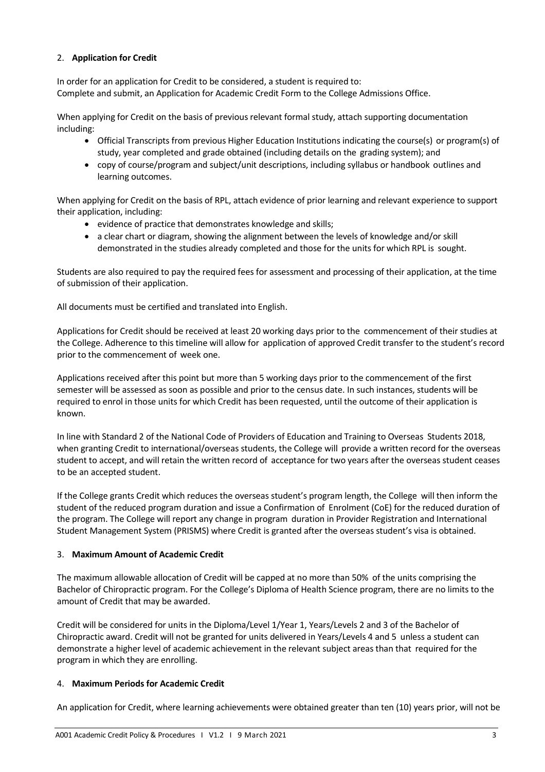## 2. **Application for Credit**

In order for an application for Credit to be considered, a student is required to:
Complete and submit, an Application for Academic Credit Form to the College Admissions Office.

When applying for Credit on the basis of previous relevant formal study, attach supporting documentation including:

- Official Transcripts from previous Higher Education Institutions indicating the course(s) or program(s) of study, year completed and grade obtained (including details on the grading system); and
- copy of course/program and subject/unit descriptions, including syllabus or handbook outlines and learning outcomes.

When applying for Credit on the basis of RPL, attach evidence of prior learning and relevant experience to support their application, including:

- evidence of practice that demonstrates knowledge and skills;
- a clear chart or diagram, showing the alignment between the levels of knowledge and/or skill demonstrated in the studies already completed and those for the units for which RPL is sought.

Students are also required to pay the required fees for assessment and processing of their application, at the time of submission of their application.

All documents must be certified and translated into English.

Applications for Credit should be received at least 20 working days prior to the commencement of their studies at the College. Adherence to this timeline will allow for application of approved Credit transfer to the student's record prior to the commencement of week one.

Applications received after this point but more than 5 working days prior to the commencement of the first semester will be assessed as soon as possible and prior to the census date. In such instances, students will be required to enrol in those units for which Credit has been requested, until the outcome of their application is known.

In line with Standard 2 of the National Code of Providers of Education and Training to Overseas Students 2018, when granting Credit to international/overseas students, the College will provide a written record for the overseas student to accept, and will retain the written record of acceptance for two years after the overseas student ceases to be an accepted student.

If the College grants Credit which reduces the overseas student's program length, the College will then inform the student of the reduced program duration and issue a Confirmation of Enrolment (CoE) for the reduced duration of the program. The College will report any change in program duration in Provider Registration and International Student Management System (PRISMS) where Credit is granted after the overseas student's visa is obtained.

## 3. **Maximum Amount of Academic Credit**

The maximum allowable allocation of Credit will be capped at no more than 50% of the units comprising the Bachelor of Chiropractic program. For the College's Diploma of Health Science program, there are no limits to the amount of Credit that may be awarded.

Credit will be considered for units in the Diploma/Level 1/Year 1, Years/Levels 2 and 3 of the Bachelor of Chiropractic award. Credit will not be granted for units delivered in Years/Levels 4 and 5 unless a student can demonstrate a higher level of academic achievement in the relevant subject areas than that required for the program in which they are enrolling.

## 4. **Maximum Periods for Academic Credit**

An application for Credit, where learning achievements were obtained greater than ten (10) years prior, will not be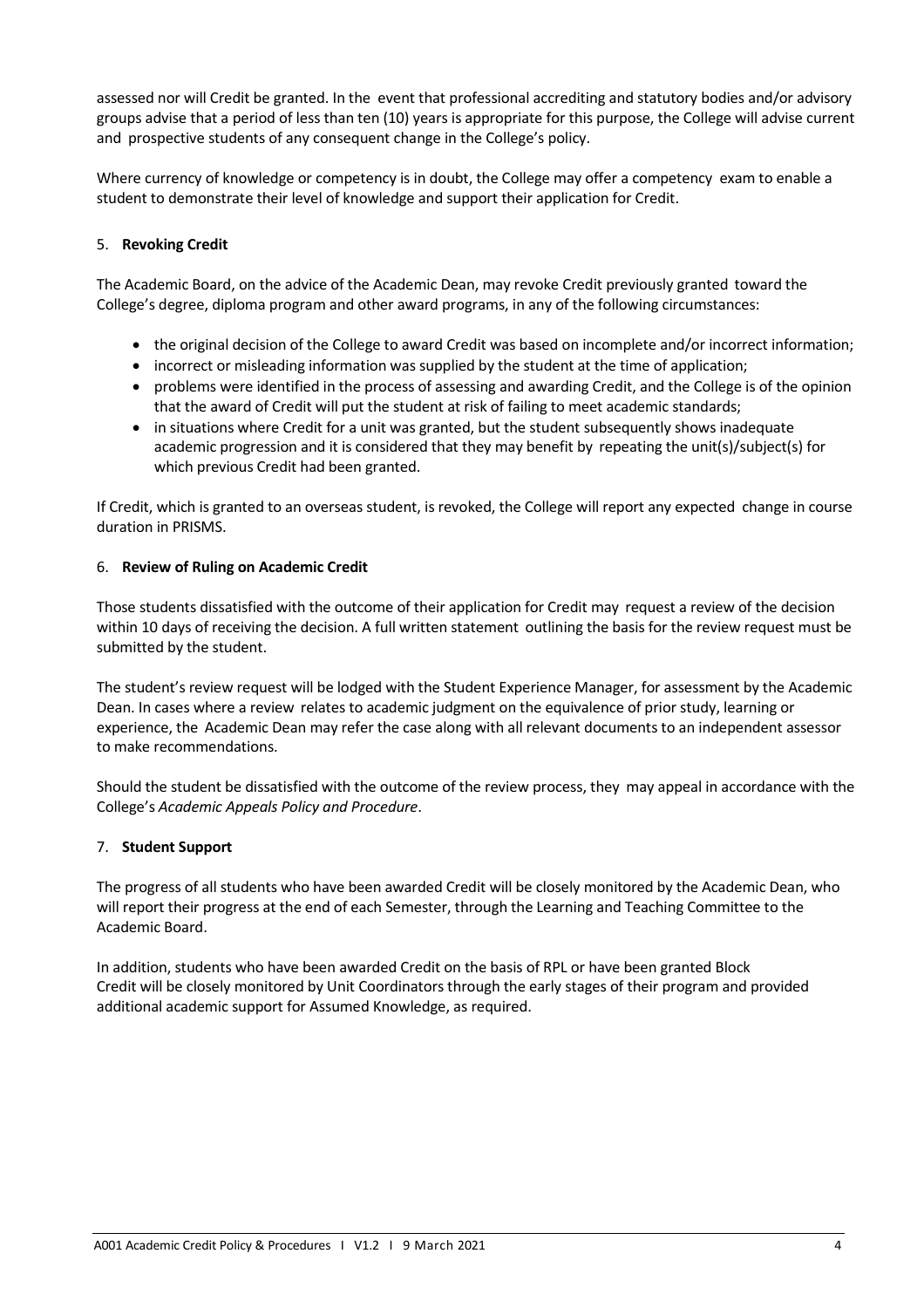assessed nor will Credit be granted. In the event that professional accrediting and statutory bodies and/or advisory groups advise that a period of less than ten (10) years is appropriate for this purpose, the College will advise current and prospective students of any consequent change in the College's policy.

Where currency of knowledge or competency is in doubt, the College may offer a competency exam to enable a student to demonstrate their level of knowledge and support their application for Credit.

## 5. **Revoking Credit**

The Academic Board, on the advice of the Academic Dean, may revoke Credit previously granted toward the College's degree, diploma program and other award programs, in any of the following circumstances:

- the original decision of the College to award Credit was based on incomplete and/or incorrect information;
- incorrect or misleading information was supplied by the student at the time of application;
- problems were identified in the process of assessing and awarding Credit, and the College is of the opinion that the award of Credit will put the student at risk of failing to meet academic standards;
- in situations where Credit for a unit was granted, but the student subsequently shows inadequate academic progression and it is considered that they may benefit by repeating the unit(s)/subject(s) for which previous Credit had been granted.

If Credit, which is granted to an overseas student, is revoked, the College will report any expected change in course duration in PRISMS.

## 6. **Review of Ruling on Academic Credit**

Those students dissatisfied with the outcome of their application for Credit may request a review of the decision within 10 days of receiving the decision. A full written statement outlining the basis for the review request must be submitted by the student.

The student's review request will be lodged with the Student Experience Manager, for assessment by the Academic Dean. In cases where a review relates to academic judgment on the equivalence of prior study, learning or experience, the Academic Dean may refer the case along with all relevant documents to an independent assessor to make recommendations.

Should the student be dissatisfied with the outcome of the review process, they may appeal in accordance with the College's *Academic Appeals Policy and Procedure*.

## 7. **Student Support**

The progress of all students who have been awarded Credit will be closely monitored by the Academic Dean, who will report their progress at the end of each Semester, through the Learning and Teaching Committee to the Academic Board.

In addition, students who have been awarded Credit on the basis of RPL or have been granted Block Credit will be closely monitored by Unit Coordinators through the early stages of their program and provided additional academic support for Assumed Knowledge, as required.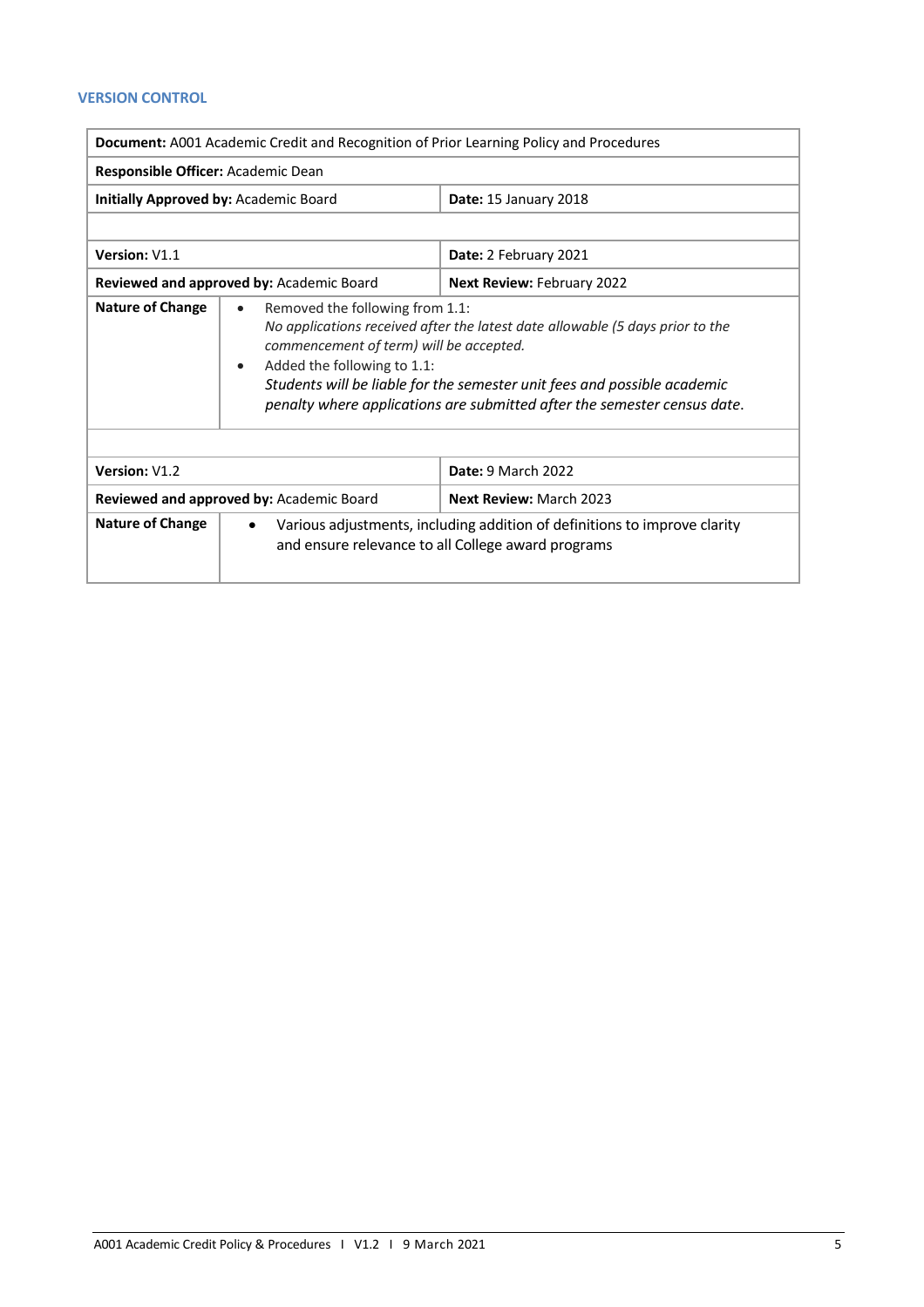### VERSION CONTROL

| | | |
|---|---|---|
| **Document:** A001 Academic Credit and Recognition of Prior Learning Policy and Procedures | | |
| **Responsible Officer:** Academic Dean | | |
| **Initially Approved by:** Academic Board | | **Date:** 15 January 2018 |
| | | |
| **Version:** V1.1 | | **Date:** 2 February 2021 |
| **Reviewed and approved by:** Academic Board | | **Next Review:** February 2022 |
| **Nature of Change** | • Removed the following from 1.1: *No applications received after the latest date allowable (5 days prior to the commencement of term) will be accepted.* • Added the following to 1.1: *Students will be liable for the semester unit fees and possible academic penalty where applications are submitted after the semester census date.* | |
| | | |
| **Version:** V1.2 | | **Date:** 9 March 2022 |
| **Reviewed and approved by:** Academic Board | | **Next Review:** March 2023 |
| **Nature of Change** | • Various adjustments, including addition of definitions to improve clarity and ensure relevance to all College award programs | |